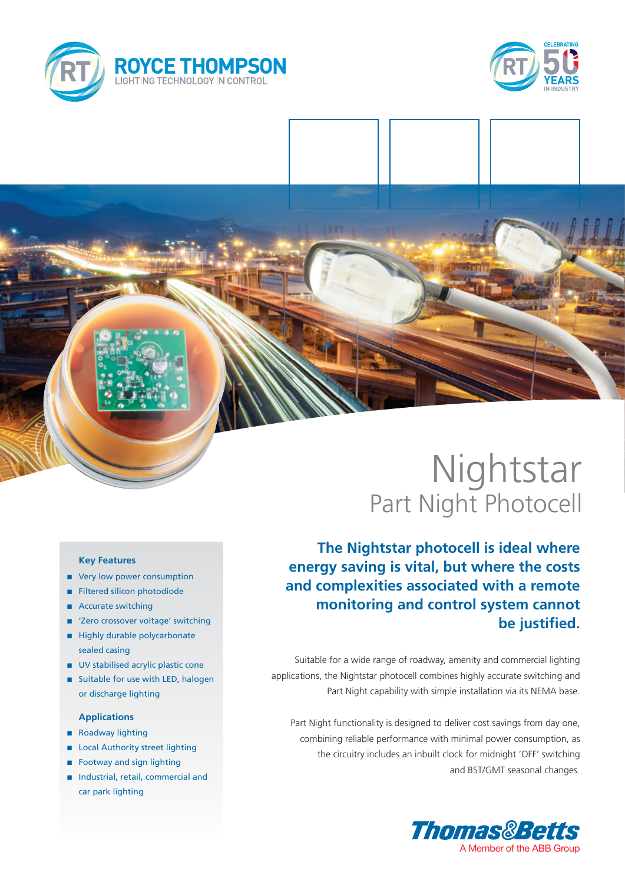# Nightstar

## Part Night Photocell

### Key Features

- Very low power consumption
- Filtered silicon photodiode
- Accurate switching
- 'Zero crossover voltage' switching
- Highly durable polycarbonate sealed casing
- UV stabilised acrylic plastic cone
- Suitable for use with LED, halogen or discharge lighting

### Applications

- Roadway lighting
- Local Authority street lighting
- Footway and sign lighting
- Industrial, retail, commercial and car park lighting

**The Nightstar photocell is ideal where energy saving is vital, but where the costs and complexities associated with a remote monitoring and control system cannot be justified.**

Suitable for a wide range of roadway, amenity and commercial lighting applications, the Nightstar photocell combines highly accurate switching and Part Night capability with simple installation via its NEMA base.

Part Night functionality is designed to deliver cost savings from day one, combining reliable performance with minimal power consumption, as the circuitry includes an inbuilt clock for midnight 'OFF' switching and BST/GMT seasonal changes.

Thomas&Betts
A Member of the ABB Group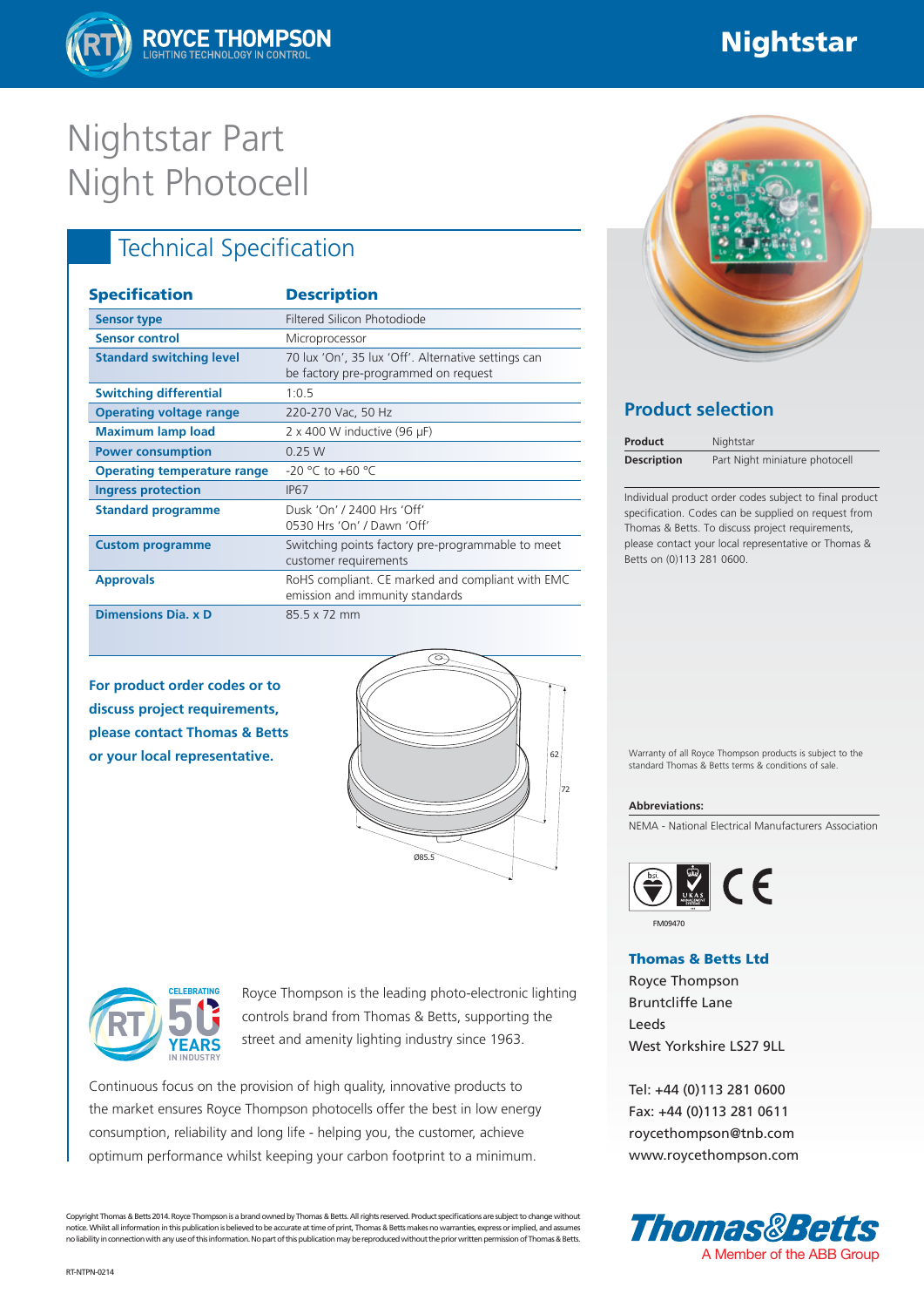# Nightstar Part Night Photocell

## Technical Specification

| Specification | Description |
|---|---|
| Sensor type | Filtered Silicon Photodiode |
| Sensor control | Microprocessor |
| Standard switching level | 70 lux 'On', 35 lux 'Off'. Alternative settings can be factory pre-programmed on request |
| Switching differential | 1:0.5 |
| Operating voltage range | 220-270 Vac, 50 Hz |
| Maximum lamp load | 2 x 400 W inductive (96 µF) |
| Power consumption | 0.25 W |
| Operating temperature range | -20 °C to +60 °C |
| Ingress protection | IP67 |
| Standard programme | Dusk 'On' / 2400 Hrs 'Off' 0530 Hrs 'On' / Dawn 'Off' |
| Custom programme | Switching points factory pre-programmable to meet customer requirements |
| Approvals | RoHS compliant. CE marked and compliant with EMC emission and immunity standards |
| Dimensions Dia. x D | 85.5 x 72 mm |

**For product order codes or to discuss project requirements, please contact Thomas & Betts or your local representative.**

62

72

Ø85.5

Royce Thompson is the leading photo-electronic lighting controls brand from Thomas & Betts, supporting the street and amenity lighting industry since 1963.

Continuous focus on the provision of high quality, innovative products to the market ensures Royce Thompson photocells offer the best in low energy consumption, reliability and long life - helping you, the customer, achieve optimum performance whilst keeping your carbon footprint to a minimum.

## Product selection

| | |
|---|---|
| **Product** | Nightstar |
| **Description** | Part Night miniature photocell |

Individual product order codes subject to final product specification. Codes can be supplied on request from Thomas & Betts. To discuss project requirements, please contact your local representative or Thomas & Betts on (0)113 281 0600.

Warranty of all Royce Thompson products is subject to the standard Thomas & Betts terms & conditions of sale.

**Abbreviations:**

NEMA - National Electrical Manufacturers Association

FM09470

**Thomas & Betts Ltd**
Royce Thompson
Bruntcliffe Lane
Leeds
West Yorkshire LS27 9LL

Tel: +44 (0)113 281 0600
Fax: +44 (0)113 281 0611
roycethompson@tnb.com
www.roycethompson.com

Thomas&Betts
A Member of the ABB Group

Copyright Thomas & Betts 2014. Royce Thompson is a brand owned by Thomas & Betts. All rights reserved. Product specifications are subject to change without notice. Whilst all information in this publication is believed to be accurate at time of print, Thomas & Betts makes no warranties, express or implied, and assumes no liability in connection with any use of this information. No part of this publication may be reproduced without the prior written permission of Thomas & Betts.

RT-NTPN-0214